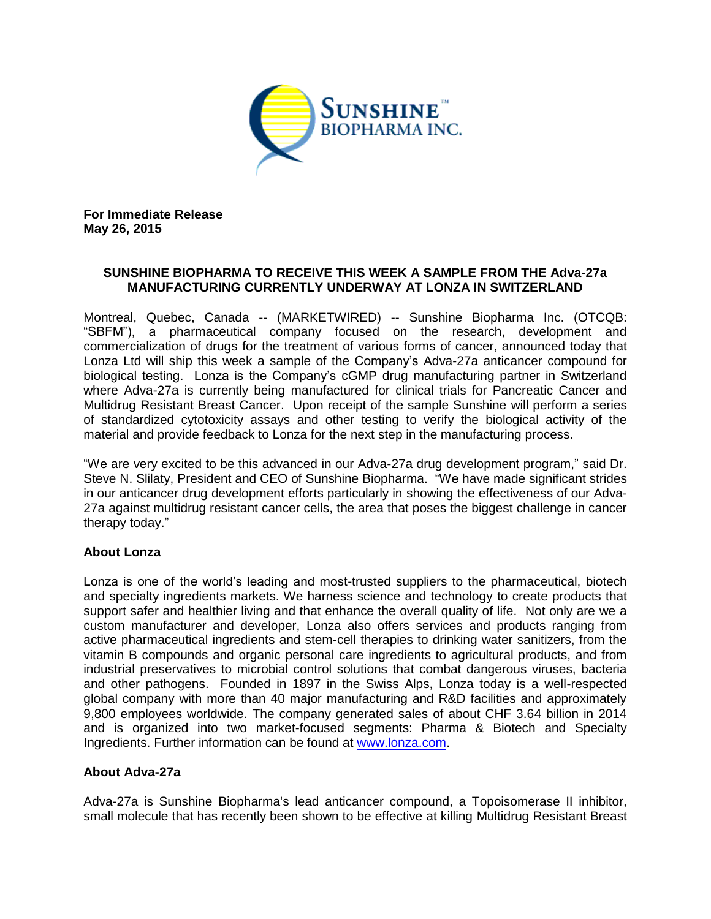**For Immediate Release**
**May 26, 2015**

## SUNSHINE BIOPHARMA TO RECEIVE THIS WEEK A SAMPLE FROM THE Adva-27a MANUFACTURING CURRENTLY UNDERWAY AT LONZA IN SWITZERLAND

Montreal, Quebec, Canada -- (MARKETWIRED) -- Sunshine Biopharma Inc. (OTCQB: "SBFM"), a pharmaceutical company focused on the research, development and commercialization of drugs for the treatment of various forms of cancer, announced today that Lonza Ltd will ship this week a sample of the Company's Adva-27a anticancer compound for biological testing. Lonza is the Company's cGMP drug manufacturing partner in Switzerland where Adva-27a is currently being manufactured for clinical trials for Pancreatic Cancer and Multidrug Resistant Breast Cancer. Upon receipt of the sample Sunshine will perform a series of standardized cytotoxicity assays and other testing to verify the biological activity of the material and provide feedback to Lonza for the next step in the manufacturing process.

"We are very excited to be this advanced in our Adva-27a drug development program," said Dr. Steve N. Slilaty, President and CEO of Sunshine Biopharma. "We have made significant strides in our anticancer drug development efforts particularly in showing the effectiveness of our Adva-27a against multidrug resistant cancer cells, the area that poses the biggest challenge in cancer therapy today."

### About Lonza

Lonza is one of the world's leading and most-trusted suppliers to the pharmaceutical, biotech and specialty ingredients markets. We harness science and technology to create products that support safer and healthier living and that enhance the overall quality of life. Not only are we a custom manufacturer and developer, Lonza also offers services and products ranging from active pharmaceutical ingredients and stem-cell therapies to drinking water sanitizers, from the vitamin B compounds and organic personal care ingredients to agricultural products, and from industrial preservatives to microbial control solutions that combat dangerous viruses, bacteria and other pathogens. Founded in 1897 in the Swiss Alps, Lonza today is a well-respected global company with more than 40 major manufacturing and R&D facilities and approximately 9,800 employees worldwide. The company generated sales of about CHF 3.64 billion in 2014 and is organized into two market-focused segments: Pharma & Biotech and Specialty Ingredients. Further information can be found at www.lonza.com.

### About Adva-27a

Adva-27a is Sunshine Biopharma's lead anticancer compound, a Topoisomerase II inhibitor, small molecule that has recently been shown to be effective at killing Multidrug Resistant Breast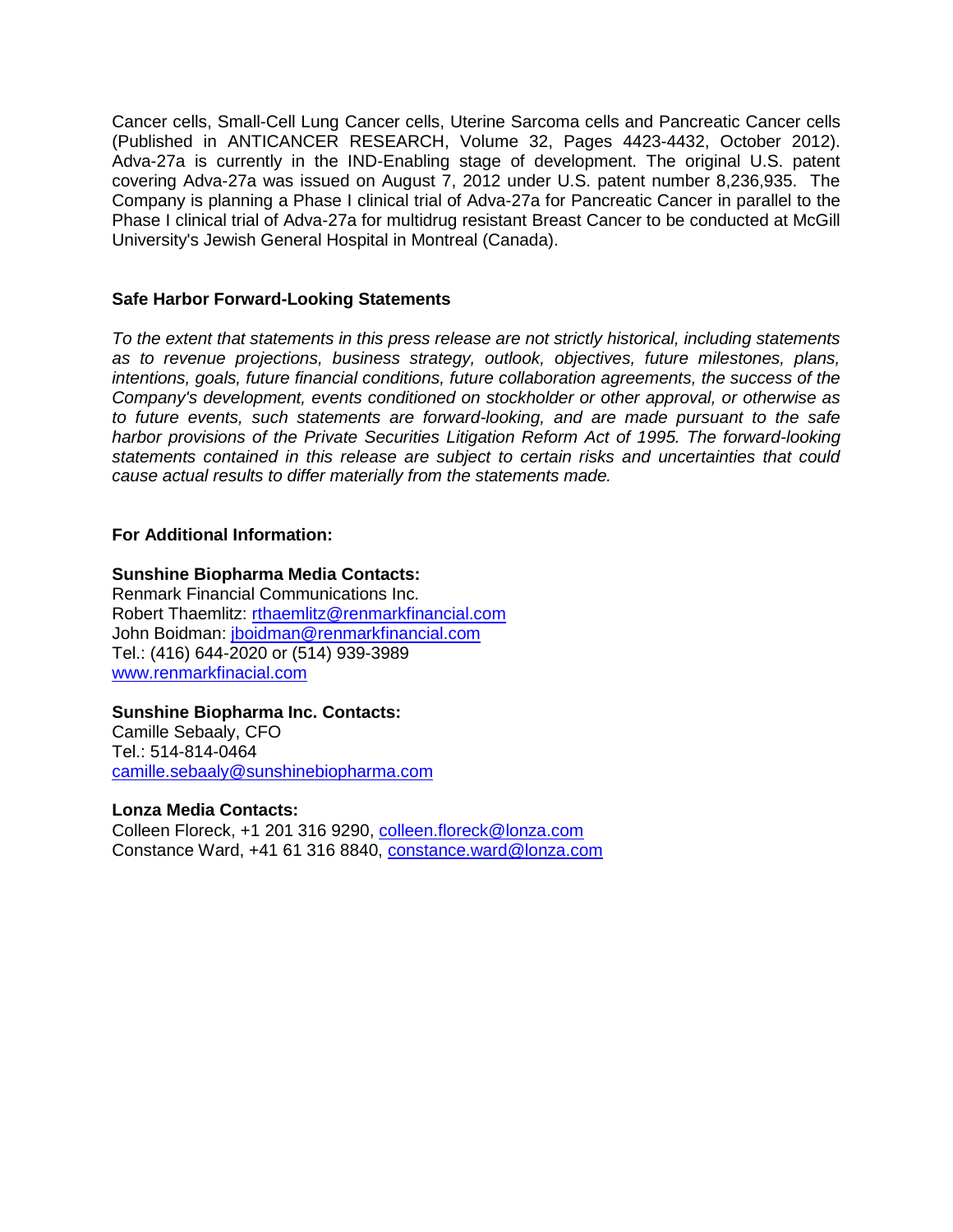Cancer cells, Small-Cell Lung Cancer cells, Uterine Sarcoma cells and Pancreatic Cancer cells (Published in ANTICANCER RESEARCH, Volume 32, Pages 4423-4432, October 2012). Adva-27a is currently in the IND-Enabling stage of development. The original U.S. patent covering Adva-27a was issued on August 7, 2012 under U.S. patent number 8,236,935. The Company is planning a Phase I clinical trial of Adva-27a for Pancreatic Cancer in parallel to the Phase I clinical trial of Adva-27a for multidrug resistant Breast Cancer to be conducted at McGill University's Jewish General Hospital in Montreal (Canada).

**Safe Harbor Forward-Looking Statements**

*To the extent that statements in this press release are not strictly historical, including statements as to revenue projections, business strategy, outlook, objectives, future milestones, plans, intentions, goals, future financial conditions, future collaboration agreements, the success of the Company's development, events conditioned on stockholder or other approval, or otherwise as to future events, such statements are forward-looking, and are made pursuant to the safe harbor provisions of the Private Securities Litigation Reform Act of 1995. The forward-looking statements contained in this release are subject to certain risks and uncertainties that could cause actual results to differ materially from the statements made.*

**For Additional Information:**

**Sunshine Biopharma Media Contacts:**
Renmark Financial Communications Inc.
Robert Thaemlitz: rthaemlitz@renmarkfinancial.com
John Boidman: jboidman@renmarkfinancial.com
Tel.: (416) 644-2020 or (514) 939-3989
www.renmarkfinacial.com

**Sunshine Biopharma Inc. Contacts:**
Camille Sebaaly, CFO
Tel.: 514-814-0464
camille.sebaaly@sunshinebiopharma.com

**Lonza Media Contacts:**
Colleen Floreck, +1 201 316 9290, colleen.floreck@lonza.com
Constance Ward, +41 61 316 8840, constance.ward@lonza.com